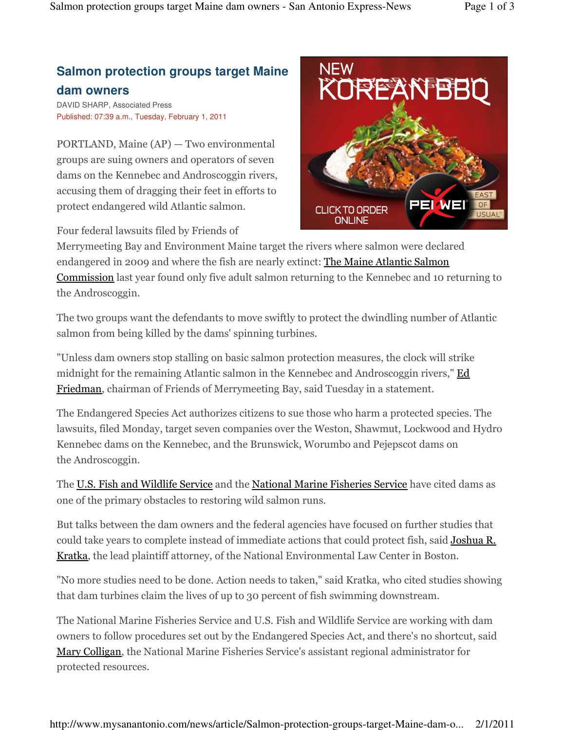# Salmon protection groups target Maine dam owners

DAVID SHARP, Associated Press

Published: 07:39 a.m., Tuesday, February 1, 2011

PORTLAND, Maine (AP) — Two environmental groups are suing owners and operators of seven dams on the Kennebec and Androscoggin rivers, accusing them of dragging their feet in efforts to protect endangered wild Atlantic salmon.

Four federal lawsuits filed by Friends of Merrymeeting Bay and Environment Maine target the rivers where salmon were declared endangered in 2009 and where the fish are nearly extinct: The Maine Atlantic Salmon Commission last year found only five adult salmon returning to the Kennebec and 10 returning to the Androscoggin.

The two groups want the defendants to move swiftly to protect the dwindling number of Atlantic salmon from being killed by the dams' spinning turbines.

"Unless dam owners stop stalling on basic salmon protection measures, the clock will strike midnight for the remaining Atlantic salmon in the Kennebec and Androscoggin rivers," Ed Friedman, chairman of Friends of Merrymeeting Bay, said Tuesday in a statement.

The Endangered Species Act authorizes citizens to sue those who harm a protected species. The lawsuits, filed Monday, target seven companies over the Weston, Shawmut, Lockwood and Hydro Kennebec dams on the Kennebec, and the Brunswick, Worumbo and Pejepscot dams on the Androscoggin.

The U.S. Fish and Wildlife Service and the National Marine Fisheries Service have cited dams as one of the primary obstacles to restoring wild salmon runs.

But talks between the dam owners and the federal agencies have focused on further studies that could take years to complete instead of immediate actions that could protect fish, said Joshua R. Kratka, the lead plaintiff attorney, of the National Environmental Law Center in Boston.

"No more studies need to be done. Action needs to taken," said Kratka, who cited studies showing that dam turbines claim the lives of up to 30 percent of fish swimming downstream.

The National Marine Fisheries Service and U.S. Fish and Wildlife Service are working with dam owners to follow procedures set out by the Endangered Species Act, and there's no shortcut, said Mary Colligan, the National Marine Fisheries Service's assistant regional administrator for protected resources.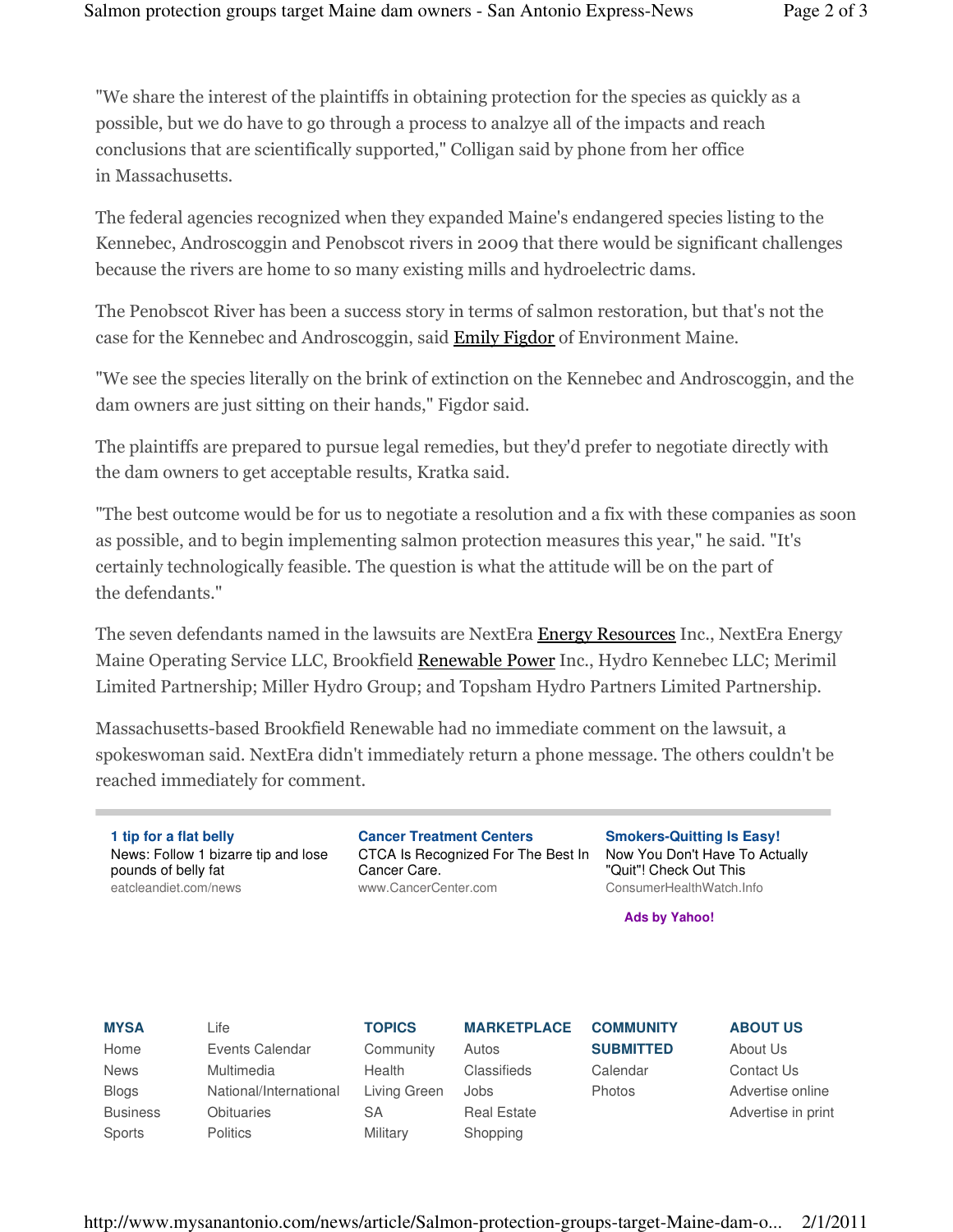"We share the interest of the plaintiffs in obtaining protection for the species as quickly as a possible, but we do have to go through a process to analzye all of the impacts and reach conclusions that are scientifically supported," Colligan said by phone from her office in Massachusetts.

The federal agencies recognized when they expanded Maine's endangered species listing to the Kennebec, Androscoggin and Penobscot rivers in 2009 that there would be significant challenges because the rivers are home to so many existing mills and hydroelectric dams.

The Penobscot River has been a success story in terms of salmon restoration, but that's not the case for the Kennebec and Androscoggin, said Emily Figdor of Environment Maine.

"We see the species literally on the brink of extinction on the Kennebec and Androscoggin, and the dam owners are just sitting on their hands," Figdor said.

The plaintiffs are prepared to pursue legal remedies, but they'd prefer to negotiate directly with the dam owners to get acceptable results, Kratka said.

"The best outcome would be for us to negotiate a resolution and a fix with these companies as soon as possible, and to begin implementing salmon protection measures this year," he said. "It's certainly technologically feasible. The question is what the attitude will be on the part of the defendants."

The seven defendants named in the lawsuits are NextEra Energy Resources Inc., NextEra Energy Maine Operating Service LLC, Brookfield Renewable Power Inc., Hydro Kennebec LLC; Merimil Limited Partnership; Miller Hydro Group; and Topsham Hydro Partners Limited Partnership.

Massachusetts-based Brookfield Renewable had no immediate comment on the lawsuit, a spokeswoman said. NextEra didn't immediately return a phone message. The others couldn't be reached immediately for comment.

---

**1 tip for a flat belly**
News: Follow 1 bizarre tip and lose pounds of belly fat
eatcleandiet.com/news

**Cancer Treatment Centers**
CTCA Is Recognized For The Best In Cancer Care.
www.CancerCenter.com

**Smokers-Quitting Is Easy!**
Now You Don't Have To Actually "Quit"! Check Out This
ConsumerHealthWatch.Info

**Ads by Yahoo!**

**MYSA**
Home
News
Blogs
Business
Sports

Life
Events Calendar
Multimedia
National/International
Obituaries
Politics

**TOPICS**
Community
Health
Living Green
SA
Military

**MARKETPLACE**
Autos
Classifieds
Jobs
Real Estate
Shopping

**COMMUNITY SUBMITTED**
Calendar
Photos

**ABOUT US**
About Us
Contact Us
Advertise online
Advertise in print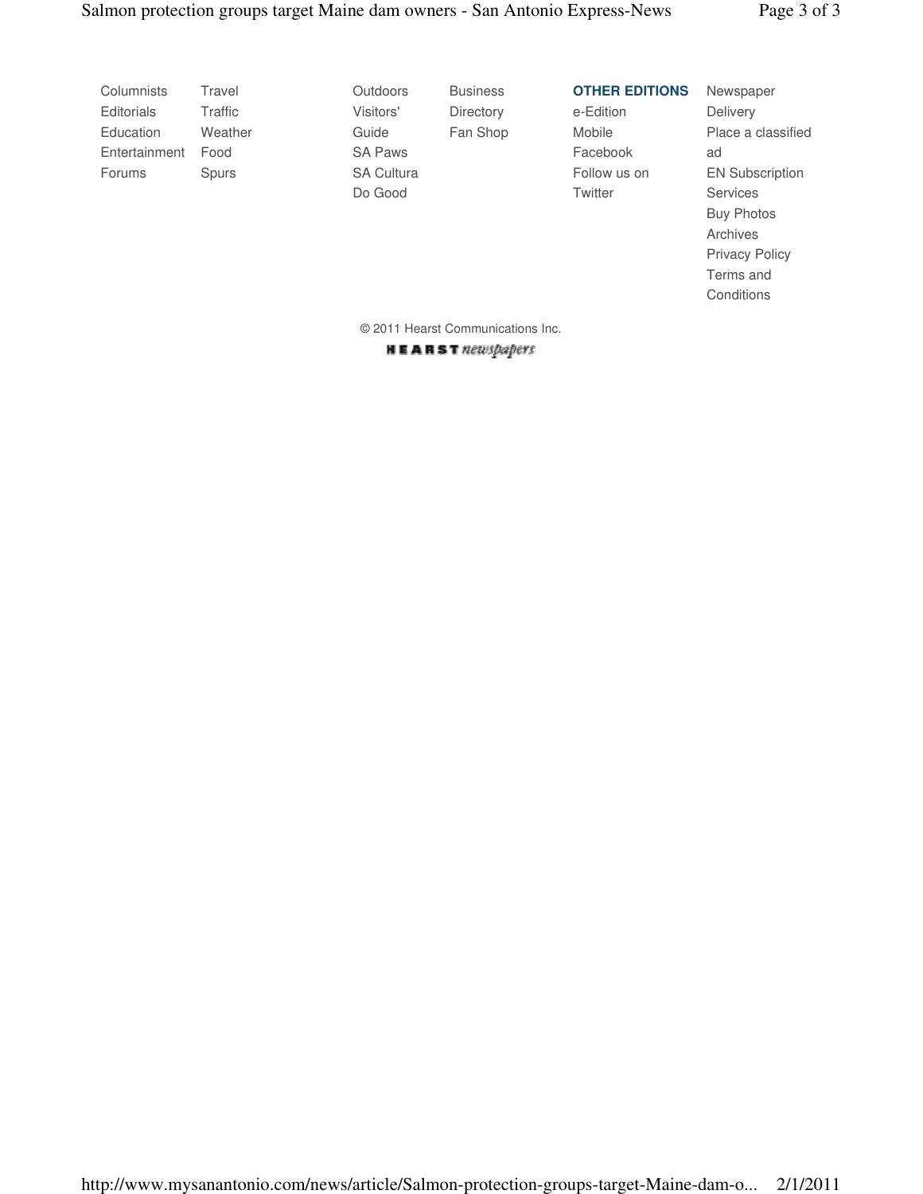Columnists
Editorials
Education
Entertainment
Forums

Travel
Traffic
Weather
Food
Spurs

Outdoors
Visitors' Guide
SA Paws
SA Cultura
Do Good

Business
Directory
Fan Shop

**OTHER EDITIONS**
e-Edition
Mobile
Facebook
Follow us on Twitter

Newspaper Delivery
Place a classified ad
EN Subscription Services
Buy Photos
Archives
Privacy Policy
Terms and Conditions

© 2011 Hearst Communications Inc.

HEARST *newspapers*